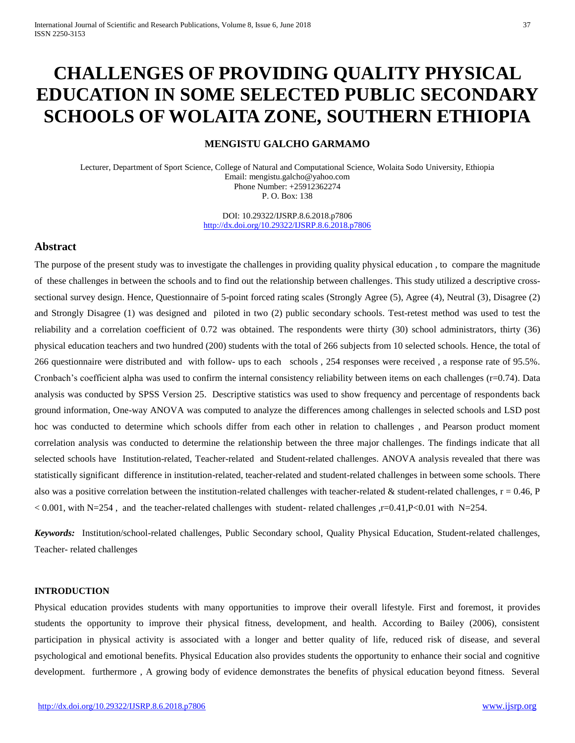# CHALLENGES OF PROVIDING QUALITY PHYSICAL EDUCATION IN SOME SELECTED PUBLIC SECONDARY SCHOOLS OF WOLAITA ZONE, SOUTHERN ETHIOPIA

**MENGISTU GALCHO GARMAMO**

Lecturer, Department of Sport Science, College of Natural and Computational Science, Wolaita Sodo University, Ethiopia
Email: mengistu.galcho@yahoo.com
Phone Number: +25912362274
P. O. Box: 138

DOI: 10.29322/IJSRP.8.6.2018.p7806
http://dx.doi.org/10.29322/IJSRP.8.6.2018.p7806

## Abstract

The purpose of the present study was to investigate the challenges in providing quality physical education , to compare the magnitude of these challenges in between the schools and to find out the relationship between challenges. This study utilized a descriptive cross-sectional survey design. Hence, Questionnaire of 5-point forced rating scales (Strongly Agree (5), Agree (4), Neutral (3), Disagree (2) and Strongly Disagree (1) was designed and piloted in two (2) public secondary schools. Test-retest method was used to test the reliability and a correlation coefficient of 0.72 was obtained. The respondents were thirty (30) school administrators, thirty (36) physical education teachers and two hundred (200) students with the total of 266 subjects from 10 selected schools. Hence, the total of 266 questionnaire were distributed and with follow- ups to each schools , 254 responses were received , a response rate of 95.5%. Cronbach's coefficient alpha was used to confirm the internal consistency reliability between items on each challenges (r=0.74). Data analysis was conducted by SPSS Version 25. Descriptive statistics was used to show frequency and percentage of respondents back ground information, One-way ANOVA was computed to analyze the differences among challenges in selected schools and LSD post hoc was conducted to determine which schools differ from each other in relation to challenges , and Pearson product moment correlation analysis was conducted to determine the relationship between the three major challenges. The findings indicate that all selected schools have Institution-related, Teacher-related and Student-related challenges. ANOVA analysis revealed that there was statistically significant difference in institution-related, teacher-related and student-related challenges in between some schools. There also was a positive correlation between the institution-related challenges with teacher-related & student-related challenges, $r = 0.46$, $P < 0.001$, with $N=254$ , and the teacher-related challenges with student- related challenges ,$r=0.41$,$P<0.01$ with $N=254$.

***Keywords:*** Institution/school-related challenges, Public Secondary school, Quality Physical Education, Student-related challenges, Teacher- related challenges

## INTRODUCTION

Physical education provides students with many opportunities to improve their overall lifestyle. First and foremost, it provides students the opportunity to improve their physical fitness, development, and health. According to Bailey (2006), consistent participation in physical activity is associated with a longer and better quality of life, reduced risk of disease, and several psychological and emotional benefits. Physical Education also provides students the opportunity to enhance their social and cognitive development. furthermore , A growing body of evidence demonstrates the benefits of physical education beyond fitness. Several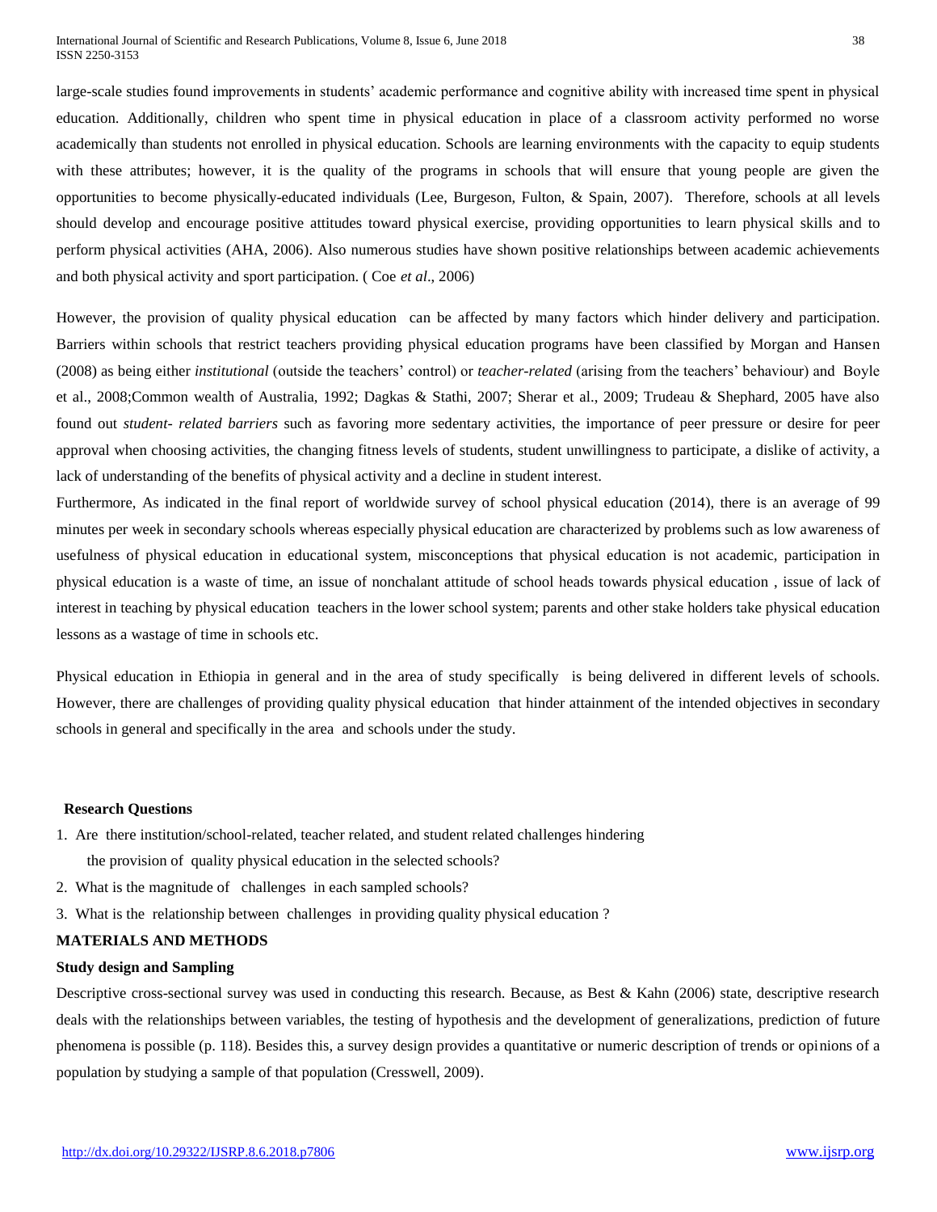large-scale studies found improvements in students' academic performance and cognitive ability with increased time spent in physical education. Additionally, children who spent time in physical education in place of a classroom activity performed no worse academically than students not enrolled in physical education. Schools are learning environments with the capacity to equip students with these attributes; however, it is the quality of the programs in schools that will ensure that young people are given the opportunities to become physically-educated individuals (Lee, Burgeson, Fulton, & Spain, 2007). Therefore, schools at all levels should develop and encourage positive attitudes toward physical exercise, providing opportunities to learn physical skills and to perform physical activities (AHA, 2006). Also numerous studies have shown positive relationships between academic achievements and both physical activity and sport participation. ( Coe *et al*., 2006)

However, the provision of quality physical education can be affected by many factors which hinder delivery and participation. Barriers within schools that restrict teachers providing physical education programs have been classified by Morgan and Hansen (2008) as being either *institutional* (outside the teachers' control) or *teacher-related* (arising from the teachers' behaviour) and Boyle et al., 2008;Common wealth of Australia, 1992; Dagkas & Stathi, 2007; Sherar et al., 2009; Trudeau & Shephard, 2005 have also found out *student- related barriers* such as favoring more sedentary activities, the importance of peer pressure or desire for peer approval when choosing activities, the changing fitness levels of students, student unwillingness to participate, a dislike of activity, a lack of understanding of the benefits of physical activity and a decline in student interest.

Furthermore, As indicated in the final report of worldwide survey of school physical education (2014), there is an average of 99 minutes per week in secondary schools whereas especially physical education are characterized by problems such as low awareness of usefulness of physical education in educational system, misconceptions that physical education is not academic, participation in physical education is a waste of time, an issue of nonchalant attitude of school heads towards physical education , issue of lack of interest in teaching by physical education teachers in the lower school system; parents and other stake holders take physical education lessons as a wastage of time in schools etc.

Physical education in Ethiopia in general and in the area of study specifically is being delivered in different levels of schools. However, there are challenges of providing quality physical education that hinder attainment of the intended objectives in secondary schools in general and specifically in the area and schools under the study.

**Research Questions**

1. Are there institution/school-related, teacher related, and student related challenges hindering the provision of quality physical education in the selected schools?
2. What is the magnitude of challenges in each sampled schools?
3. What is the relationship between challenges in providing quality physical education ?

## MATERIALS AND METHODS

### Study design and Sampling

Descriptive cross-sectional survey was used in conducting this research. Because, as Best & Kahn (2006) state, descriptive research deals with the relationships between variables, the testing of hypothesis and the development of generalizations, prediction of future phenomena is possible (p. 118). Besides this, a survey design provides a quantitative or numeric description of trends or opinions of a population by studying a sample of that population (Cresswell, 2009).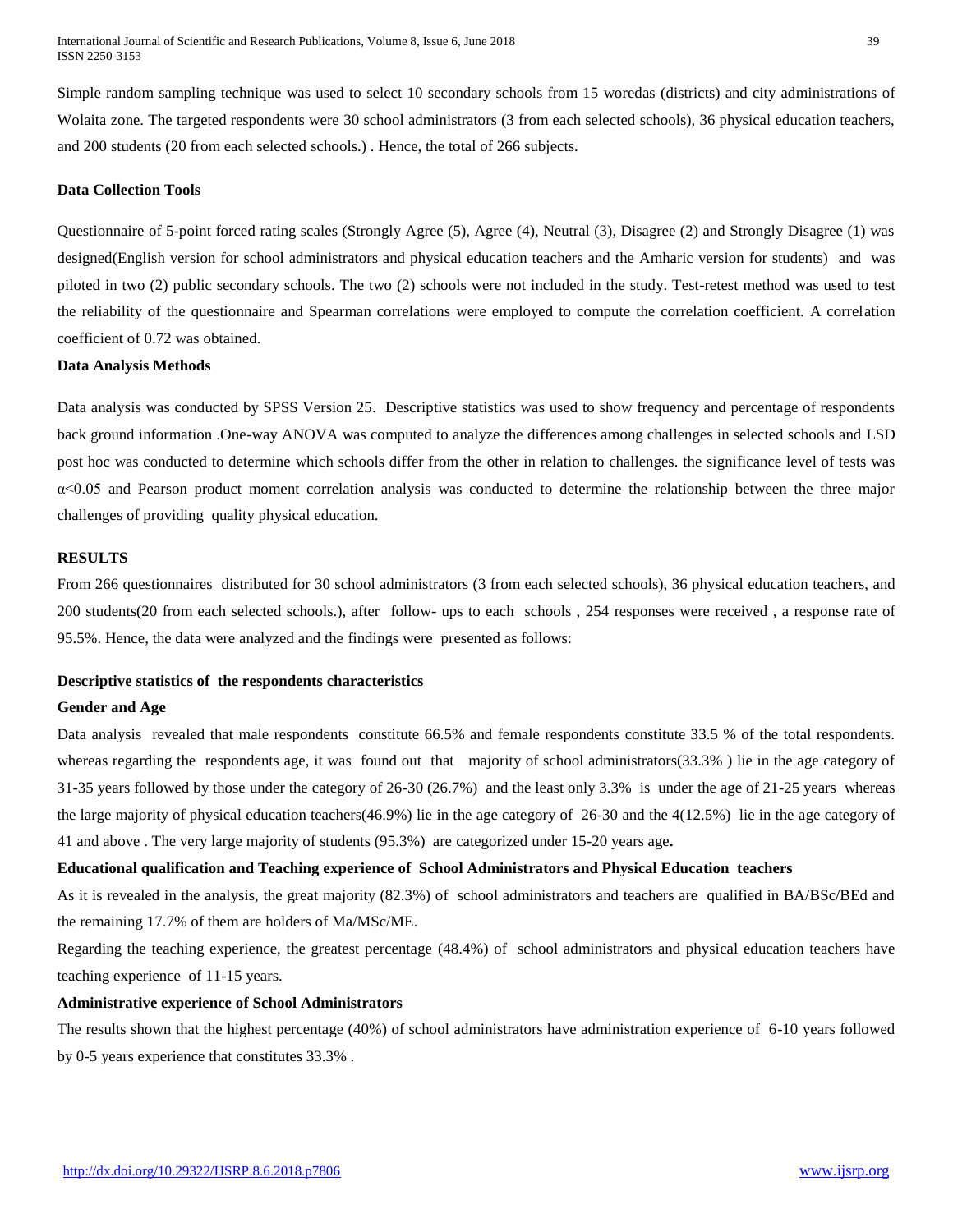Simple random sampling technique was used to select 10 secondary schools from 15 woredas (districts) and city administrations of Wolaita zone. The targeted respondents were 30 school administrators (3 from each selected schools), 36 physical education teachers, and 200 students (20 from each selected schools.) . Hence, the total of 266 subjects.

**Data Collection Tools**

Questionnaire of 5-point forced rating scales (Strongly Agree (5), Agree (4), Neutral (3), Disagree (2) and Strongly Disagree (1) was designed(English version for school administrators and physical education teachers and the Amharic version for students) and was piloted in two (2) public secondary schools. The two (2) schools were not included in the study. Test-retest method was used to test the reliability of the questionnaire and Spearman correlations were employed to compute the correlation coefficient. A correlation coefficient of 0.72 was obtained.

**Data Analysis Methods**

Data analysis was conducted by SPSS Version 25. Descriptive statistics was used to show frequency and percentage of respondents back ground information .One-way ANOVA was computed to analyze the differences among challenges in selected schools and LSD post hoc was conducted to determine which schools differ from the other in relation to challenges. the significance level of tests was $\alpha<0.05$ and Pearson product moment correlation analysis was conducted to determine the relationship between the three major challenges of providing quality physical education.

**RESULTS**

From 266 questionnaires distributed for 30 school administrators (3 from each selected schools), 36 physical education teachers, and 200 students(20 from each selected schools.), after follow- ups to each schools , 254 responses were received , a response rate of 95.5%. Hence, the data were analyzed and the findings were presented as follows:

**Descriptive statistics of the respondents characteristics**

**Gender and Age**

Data analysis revealed that male respondents constitute 66.5% and female respondents constitute 33.5 % of the total respondents. whereas regarding the respondents age, it was found out that majority of school administrators(33.3% ) lie in the age category of 31-35 years followed by those under the category of 26-30 (26.7%) and the least only 3.3% is under the age of 21-25 years whereas the large majority of physical education teachers(46.9%) lie in the age category of 26-30 and the 4(12.5%) lie in the age category of 41 and above . The very large majority of students (95.3%) are categorized under 15-20 years age**.**

**Educational qualification and Teaching experience of School Administrators and Physical Education teachers**

As it is revealed in the analysis, the great majority (82.3%) of school administrators and teachers are qualified in BA/BSc/BEd and the remaining 17.7% of them are holders of Ma/MSc/ME.

Regarding the teaching experience, the greatest percentage (48.4%) of school administrators and physical education teachers have teaching experience of 11-15 years.

**Administrative experience of School Administrators**

The results shown that the highest percentage (40%) of school administrators have administration experience of 6-10 years followed by 0-5 years experience that constitutes 33.3% .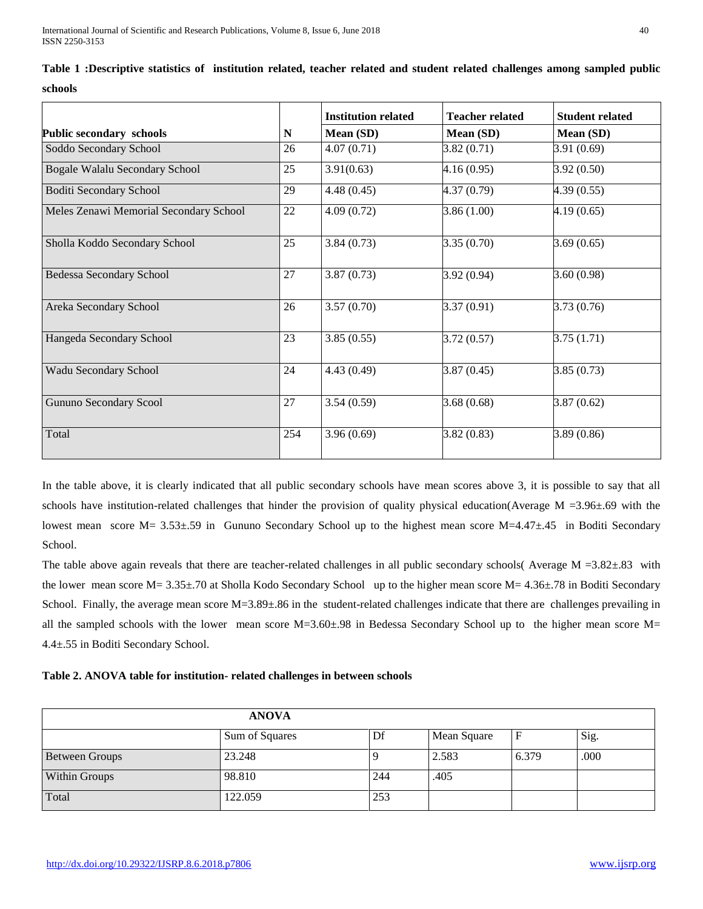**Table 1 :Descriptive statistics of institution related, teacher related and student related challenges among sampled public schools**

| | | Institution related | Teacher related | Student related |
|---|---|---|---|---|
| **Public secondary schools** | **N** | **Mean (SD)** | **Mean (SD)** | **Mean (SD)** |
| Soddo Secondary School | 26 | 4.07 (0.71) | 3.82 (0.71) | 3.91 (0.69) |
| Bogale Walalu Secondary School | 25 | 3.91(0.63) | 4.16 (0.95) | 3.92 (0.50) |
| Boditi Secondary School | 29 | 4.48 (0.45) | 4.37 (0.79) | 4.39 (0.55) |
| Meles Zenawi Memorial Secondary School | 22 | 4.09 (0.72) | 3.86 (1.00) | 4.19 (0.65) |
| Sholla Koddo Secondary School | 25 | 3.84 (0.73) | 3.35 (0.70) | 3.69 (0.65) |
| Bedessa Secondary School | 27 | 3.87 (0.73) | 3.92 (0.94) | 3.60 (0.98) |
| Areka Secondary School | 26 | 3.57 (0.70) | 3.37 (0.91) | 3.73 (0.76) |
| Hangeda Secondary School | 23 | 3.85 (0.55) | 3.72 (0.57) | 3.75 (1.71) |
| Wadu Secondary School | 24 | 4.43 (0.49) | 3.87 (0.45) | 3.85 (0.73) |
| Gununo Secondary Scool | 27 | 3.54 (0.59) | 3.68 (0.68) | 3.87 (0.62) |
| Total | 254 | 3.96 (0.69) | 3.82 (0.83) | 3.89 (0.86) |

In the table above, it is clearly indicated that all public secondary schools have mean scores above 3, it is possible to say that all schools have institution-related challenges that hinder the provision of quality physical education(Average M =3.96±.69 with the lowest mean score M= 3.53±.59 in Gununo Secondary School up to the highest mean score M=4.47±.45 in Boditi Secondary School.

The table above again reveals that there are teacher-related challenges in all public secondary schools( Average M =3.82±.83 with the lower mean score M= 3.35±.70 at Sholla Kodo Secondary School up to the higher mean score M= 4.36±.78 in Boditi Secondary School. Finally, the average mean score M=3.89±.86 in the student-related challenges indicate that there are challenges prevailing in all the sampled schools with the lower mean score M=3.60±.98 in Bedessa Secondary School up to the higher mean score M= 4.4±.55 in Boditi Secondary School.

**Table 2. ANOVA table for institution- related challenges in between schools**

| ANOVA | | | | | |
|---|---|---|---|---|---|
| | Sum of Squares | Df | Mean Square | F | Sig. |
| Between Groups | 23.248 | 9 | 2.583 | 6.379 | .000 |
| Within Groups | 98.810 | 244 | .405 | | |
| Total | 122.059 | 253 | | | |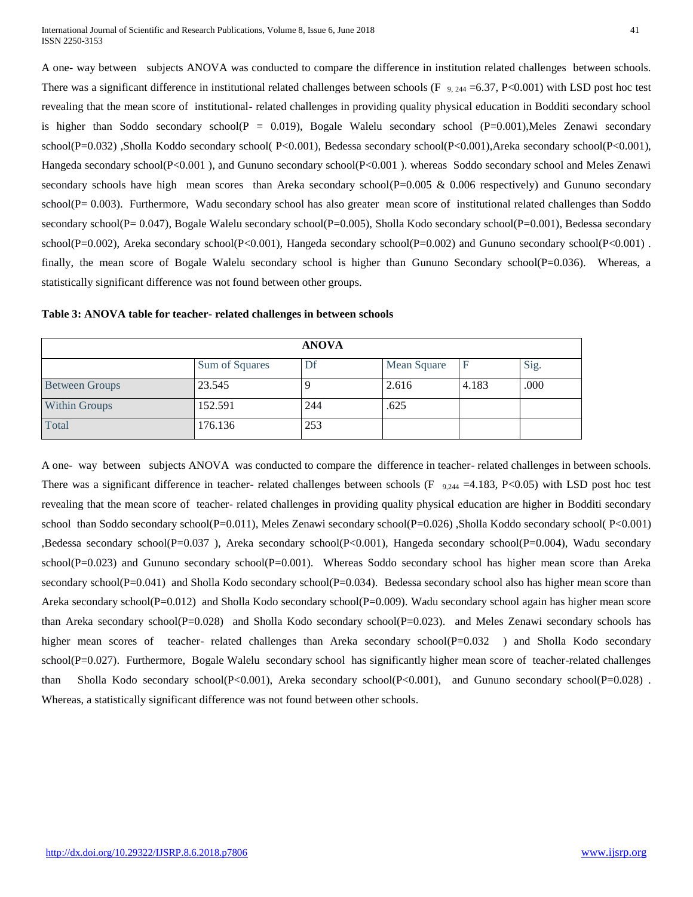A one- way between subjects ANOVA was conducted to compare the difference in institution related challenges between schools. There was a significant difference in institutional related challenges between schools ($F_{9, 244} = 6.37$, $P<0.001$) with LSD post hoc test revealing that the mean score of institutional- related challenges in providing quality physical education in Bodditi secondary school is higher than Soddo secondary school($P = 0.019$), Bogale Walelu secondary school ($P=0.001$),Meles Zenawi secondary school($P=0.032$) ,Sholla Koddo secondary school( $P<0.001$), Bedessa secondary school($P<0.001$),Areka secondary school($P<0.001$), Hangeda secondary school($P<0.001$ ), and Gununo secondary school($P<0.001$ ). whereas Soddo secondary school and Meles Zenawi secondary schools have high mean scores than Areka secondary school($P=0.005$ & $0.006$ respectively) and Gununo secondary school($P= 0.003$). Furthermore, Wadu secondary school has also greater mean score of institutional related challenges than Soddo secondary school($P= 0.047$), Bogale Walelu secondary school($P=0.005$), Sholla Kodo secondary school($P=0.001$), Bedessa secondary school($P=0.002$), Areka secondary school($P<0.001$), Hangeda secondary school($P=0.002$) and Gununo secondary school($P<0.001$) . finally, the mean score of Bogale Walelu secondary school is higher than Gununo Secondary school($P=0.036$). Whereas, a statistically significant difference was not found between other groups.

**Table 3: ANOVA table for teacher- related challenges in between schools**

| ANOVA | | | | | |
|---|---|---|---|---|---|
| | Sum of Squares | Df | Mean Square | F | Sig. |
| Between Groups | 23.545 | 9 | 2.616 | 4.183 | .000 |
| Within Groups | 152.591 | 244 | .625 | | |
| Total | 176.136 | 253 | | | |

A one- way between subjects ANOVA was conducted to compare the difference in teacher- related challenges in between schools. There was a significant difference in teacher- related challenges between schools ($F_{9,244} = 4.183$, $P<0.05$) with LSD post hoc test revealing that the mean score of teacher- related challenges in providing quality physical education are higher in Bodditi secondary school than Soddo secondary school($P=0.011$), Meles Zenawi secondary school($P=0.026$) ,Sholla Koddo secondary school( $P<0.001$) ,Bedessa secondary school($P=0.037$ ), Areka secondary school($P<0.001$), Hangeda secondary school($P=0.004$), Wadu secondary school($P=0.023$) and Gununo secondary school($P=0.001$). Whereas Soddo secondary school has higher mean score than Areka secondary school($P=0.041$) and Sholla Kodo secondary school($P=0.034$). Bedessa secondary school also has higher mean score than Areka secondary school($P=0.012$) and Sholla Kodo secondary school($P=0.009$). Wadu secondary school again has higher mean score than Areka secondary school($P=0.028$) and Sholla Kodo secondary school($P=0.023$). and Meles Zenawi secondary schools has higher mean scores of teacher- related challenges than Areka secondary school($P=0.032$ ) and Sholla Kodo secondary school($P=0.027$). Furthermore, Bogale Walelu secondary school has significantly higher mean score of teacher-related challenges than Sholla Kodo secondary school($P<0.001$), Areka secondary school($P<0.001$), and Gununo secondary school($P=0.028$) . Whereas, a statistically significant difference was not found between other schools.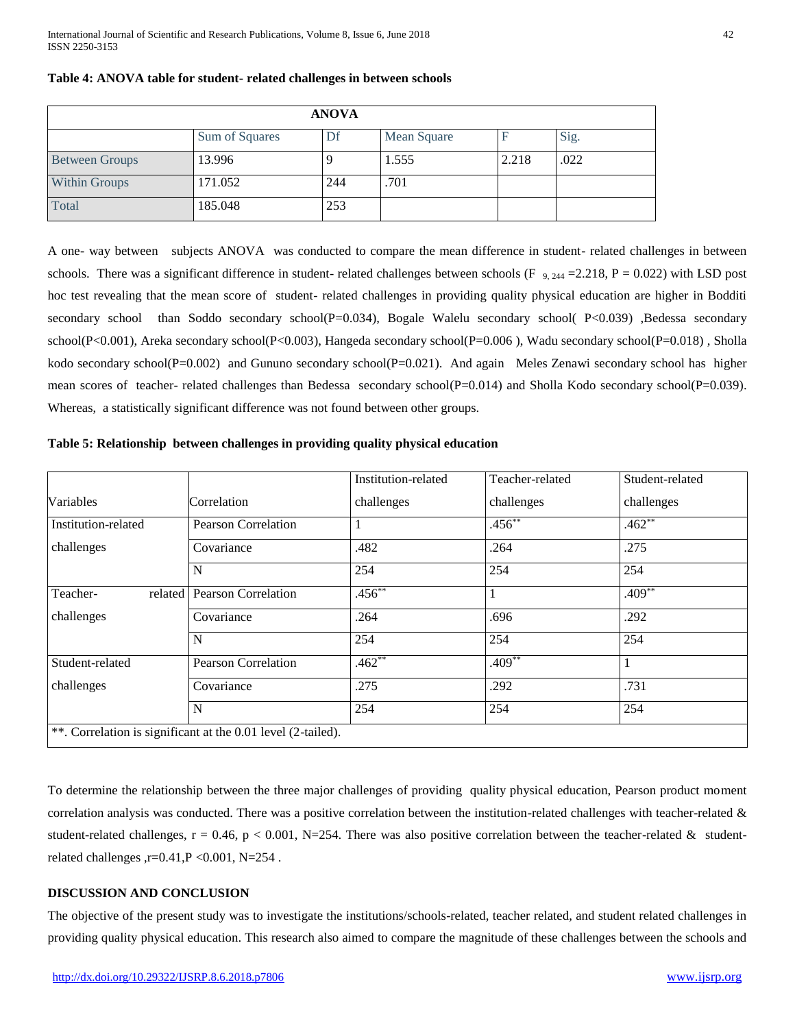**Table 4: ANOVA table for student- related challenges in between schools**

| ANOVA | | | | | |
|---|---|---|---|---|---|
| | Sum of Squares | Df | Mean Square | F | Sig. |
| Between Groups | 13.996 | 9 | 1.555 | 2.218 | .022 |
| Within Groups | 171.052 | 244 | .701 | | |
| Total | 185.048 | 253 | | | |

A one- way between subjects ANOVA was conducted to compare the mean difference in student- related challenges in between schools. There was a significant difference in student- related challenges between schools ($F_{9, 244} = 2.218$, $P = 0.022$) with LSD post hoc test revealing that the mean score of student- related challenges in providing quality physical education are higher in Bodditi secondary school than Soddo secondary school(P=0.034), Bogale Walelu secondary school( P<0.039) ,Bedessa secondary school(P<0.001), Areka secondary school(P<0.003), Hangeda secondary school(P=0.006 ), Wadu secondary school(P=0.018) , Sholla kodo secondary school(P=0.002) and Gununo secondary school(P=0.021). And again Meles Zenawi secondary school has higher mean scores of teacher- related challenges than Bedessa secondary school(P=0.014) and Sholla Kodo secondary school(P=0.039). Whereas, a statistically significant difference was not found between other groups.

**Table 5: Relationship between challenges in providing quality physical education**

| Variables | Correlation | Institution-related challenges | Teacher-related challenges | Student-related challenges |
|---|---|---|---|---|
| Institution-related challenges | Pearson Correlation | 1 | .456** | .462** |
| | Covariance | .482 | .264 | .275 |
| | N | 254 | 254 | 254 |
| Teacher- related challenges | Pearson Correlation | .456** | 1 | .409** |
| | Covariance | .264 | .696 | .292 |
| | N | 254 | 254 | 254 |
| Student-related challenges | Pearson Correlation | .462** | .409** | 1 |
| | Covariance | .275 | .292 | .731 |
| | N | 254 | 254 | 254 |

**. Correlation is significant at the 0.01 level (2-tailed).

To determine the relationship between the three major challenges of providing quality physical education, Pearson product moment correlation analysis was conducted. There was a positive correlation between the institution-related challenges with teacher-related & student-related challenges, $r = 0.46$, $p < 0.001$, N=254. There was also positive correlation between the teacher-related & student-related challenges ,$r=0.41$, $P < 0.001$, N=254 .

## DISCUSSION AND CONCLUSION

The objective of the present study was to investigate the institutions/schools-related, teacher related, and student related challenges in providing quality physical education. This research also aimed to compare the magnitude of these challenges between the schools and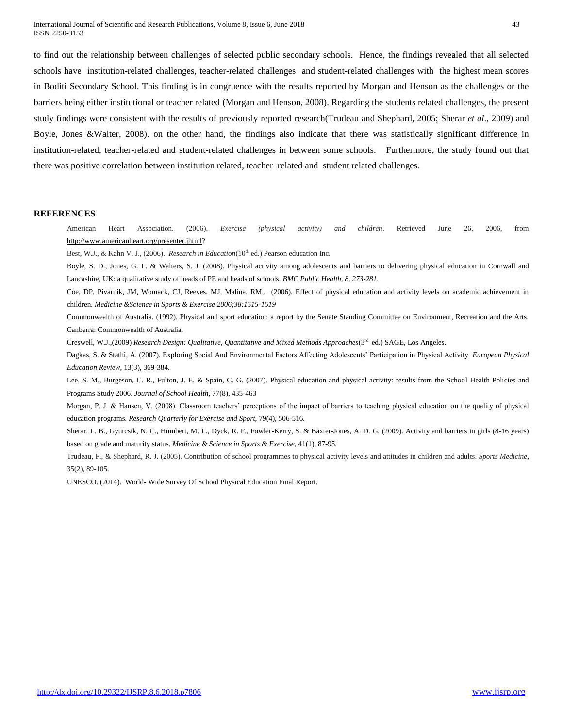to find out the relationship between challenges of selected public secondary schools. Hence, the findings revealed that all selected schools have institution-related challenges, teacher-related challenges and student-related challenges with the highest mean scores in Boditi Secondary School. This finding is in congruence with the results reported by Morgan and Henson as the challenges or the barriers being either institutional or teacher related (Morgan and Henson, 2008). Regarding the students related challenges, the present study findings were consistent with the results of previously reported research(Trudeau and Shephard, 2005; Sherar *et al*., 2009) and Boyle, Jones &Walter, 2008). on the other hand, the findings also indicate that there was statistically significant difference in institution-related, teacher-related and student-related challenges in between some schools. Furthermore, the study found out that there was positive correlation between institution related, teacher related and student related challenges.

## REFERENCES

American Heart Association. (2006). *Exercise (physical activity) and children*. Retrieved June 26, 2006, from http://www.americanheart.org/presenter.jhtml?

Best, W.J., & Kahn V. J., (2006). *Research in Education*(10th ed.) Pearson education Inc.

Boyle, S. D., Jones, G. L. & Walters, S. J. (2008). Physical activity among adolescents and barriers to delivering physical education in Cornwall and Lancashire, UK: a qualitative study of heads of PE and heads of schools. *BMC Public Health, 8, 273-281*.

Coe, DP, Pivarnik, JM, Womack, CJ, Reeves, MJ, Malina, RM,. (2006). Effect of physical education and activity levels on academic achievement in children. *Medicine &Science in Sports & Exercise 2006;38:1515-1519*

Commonwealth of Australia. (1992). Physical and sport education: a report by the Senate Standing Committee on Environment, Recreation and the Arts. Canberra: Commonwealth of Australia.

Creswell, W.J.,(2009) *Research Design: Qualitative, Quantitative and Mixed Methods Approaches*(3rd ed.) SAGE, Los Angeles.

Dagkas, S. & Stathi, A. (2007). Exploring Social And Environmental Factors Affecting Adolescents' Participation in Physical Activity. *European Physical Education Review*, 13(3), 369-384.

Lee, S. M., Burgeson, C. R., Fulton, J. E. & Spain, C. G. (2007). Physical education and physical activity: results from the School Health Policies and Programs Study 2006. *Journal of School Health*, 77(8), 435-463

Morgan, P. J. & Hansen, V. (2008). Classroom teachers' perceptions of the impact of barriers to teaching physical education on the quality of physical education programs. *Research Quarterly for Exercise and Sport*, 79(4), 506-516.

Sherar, L. B., Gyurcsik, N. C., Humbert, M. L., Dyck, R. F., Fowler-Kerry, S. & Baxter-Jones, A. D. G. (2009). Activity and barriers in girls (8-16 years) based on grade and maturity status. *Medicine & Science in Sports & Exercise*, 41(1), 87-95.

Trudeau, F., & Shephard, R. J. (2005). Contribution of school programmes to physical activity levels and attitudes in children and adults. *Sports Medicine*, 35(2), 89-105.

UNESCO. (2014). World- Wide Survey Of School Physical Education Final Report.